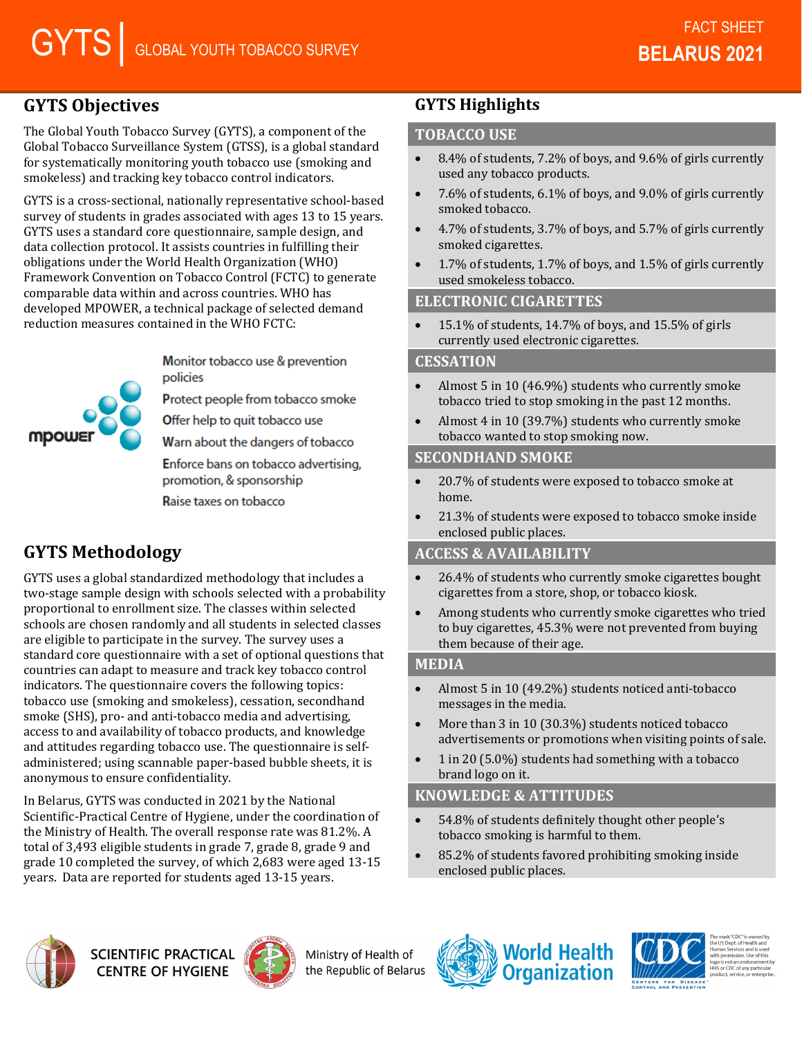# GYTS | GLOBAL YOUTH TOBACCO SURVEY

**FACT SHEET**
**BELARUS 2021**

## GYTS Objectives

The Global Youth Tobacco Survey (GYTS), a component of the Global Tobacco Surveillance System (GTSS), is a global standard for systematically monitoring youth tobacco use (smoking and smokeless) and tracking key tobacco control indicators.

GYTS is a cross-sectional, nationally representative school-based survey of students in grades associated with ages 13 to 15 years. GYTS uses a standard core questionnaire, sample design, and data collection protocol. It assists countries in fulfilling their obligations under the World Health Organization (WHO) Framework Convention on Tobacco Control (FCTC) to generate comparable data within and across countries. WHO has developed MPOWER, a technical package of selected demand reduction measures contained in the WHO FCTC:

mpower

- Monitor tobacco use & prevention policies
- Protect people from tobacco smoke
- Offer help to quit tobacco use
- Warn about the dangers of tobacco
- Enforce bans on tobacco advertising, promotion, & sponsorship
- Raise taxes on tobacco

## GYTS Methodology

GYTS uses a global standardized methodology that includes a two-stage sample design with schools selected with a probability proportional to enrollment size. The classes within selected schools are chosen randomly and all students in selected classes are eligible to participate in the survey. The survey uses a standard core questionnaire with a set of optional questions that countries can adapt to measure and track key tobacco control indicators. The questionnaire covers the following topics: tobacco use (smoking and smokeless), cessation, secondhand smoke (SHS), pro- and anti-tobacco media and advertising, access to and availability of tobacco products, and knowledge and attitudes regarding tobacco use. The questionnaire is self-administered; using scannable paper-based bubble sheets, it is anonymous to ensure confidentiality.

In Belarus, GYTS was conducted in 2021 by the National Scientific-Practical Centre of Hygiene, under the coordination of the Ministry of Health. The overall response rate was 81.2%. A total of 3,493 eligible students in grade 7, grade 8, grade 9 and grade 10 completed the survey, of which 2,683 were aged 13-15 years. Data are reported for students aged 13-15 years.

## GYTS Highlights

### TOBACCO USE

- 8.4% of students, 7.2% of boys, and 9.6% of girls currently used any tobacco products.
- 7.6% of students, 6.1% of boys, and 9.0% of girls currently smoked tobacco.
- 4.7% of students, 3.7% of boys, and 5.7% of girls currently smoked cigarettes.
- 1.7% of students, 1.7% of boys, and 1.5% of girls currently used smokeless tobacco.

### ELECTRONIC CIGARETTES

- 15.1% of students, 14.7% of boys, and 15.5% of girls currently used electronic cigarettes.

### CESSATION

- Almost 5 in 10 (46.9%) students who currently smoke tobacco tried to stop smoking in the past 12 months.
- Almost 4 in 10 (39.7%) students who currently smoke tobacco wanted to stop smoking now.

### SECONDHAND SMOKE

- 20.7% of students were exposed to tobacco smoke at home.
- 21.3% of students were exposed to tobacco smoke inside enclosed public places.

### ACCESS & AVAILABILITY

- 26.4% of students who currently smoke cigarettes bought cigarettes from a store, shop, or tobacco kiosk.
- Among students who currently smoke cigarettes who tried to buy cigarettes, 45.3% were not prevented from buying them because of their age.

### MEDIA

- Almost 5 in 10 (49.2%) students noticed anti-tobacco messages in the media.
- More than 3 in 10 (30.3%) students noticed tobacco advertisements or promotions when visiting points of sale.
- 1 in 20 (5.0%) students had something with a tobacco brand logo on it.

### KNOWLEDGE & ATTITUDES

- 54.8% of students definitely thought other people's tobacco smoking is harmful to them.
- 85.2% of students favored prohibiting smoking inside enclosed public places.

SCIENTIFIC PRACTICAL CENTRE OF HYGIENE | Ministry of Health of the Republic of Belarus | World Health Organization | CDC Centers for Disease Control and Prevention

The mark "CDC" is owned by the US Dept. of Health and Human Services and is used with permission. Use of this logo is not an endorsement by HHS or CDC of any particular product, service, or enterprise.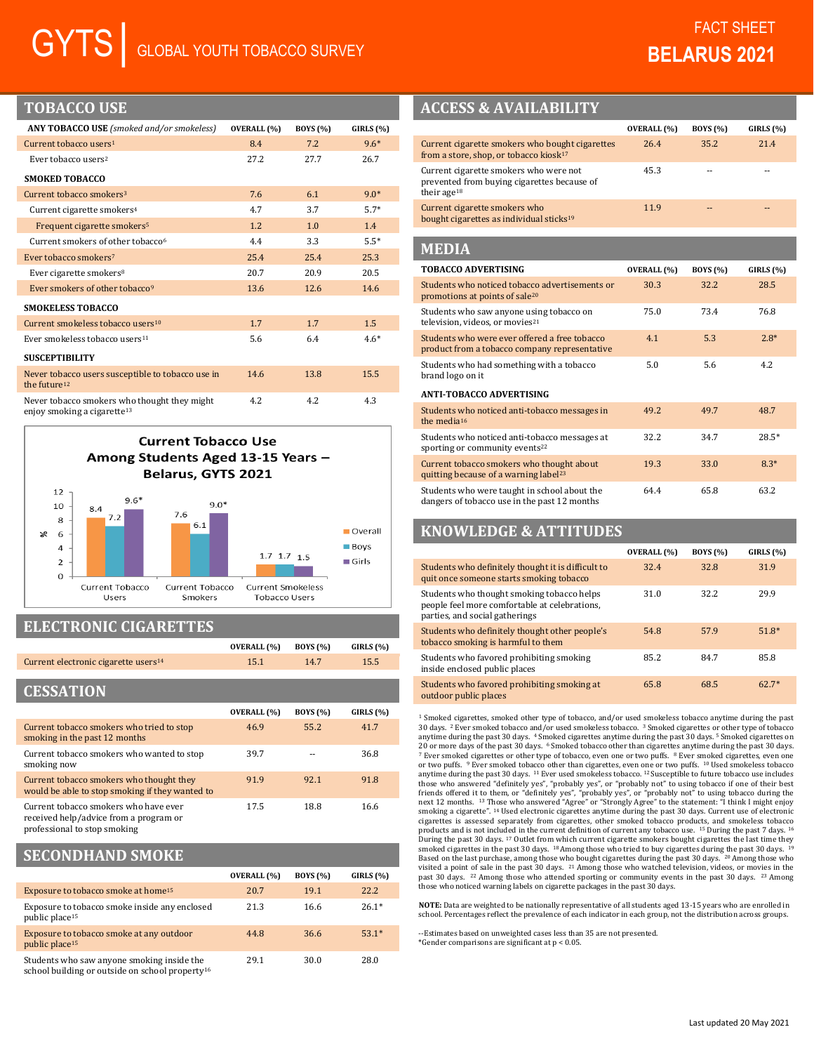# GYTS | GLOBAL YOUTH TOBACCO SURVEY

FACT SHEET
**BELARUS 2021**

## TOBACCO USE

| **ANY TOBACCO USE** *(smoked and/or smokeless)* | OVERALL (%) | BOYS (%) | GIRLS (%) |
|---|---|---|---|
| Current tobacco users[1] | 8.4 | 7.2 | 9.6* |
| Ever tobacco users[2] | 27.2 | 27.7 | 26.7 |
| **SMOKED TOBACCO** | | | |
| Current tobacco smokers[3] | 7.6 | 6.1 | 9.0* |
| Current cigarette smokers[4] | 4.7 | 3.7 | 5.7* |
| Frequent cigarette smokers[5] | 1.2 | 1.0 | 1.4 |
| Current smokers of other tobacco[6] | 4.4 | 3.3 | 5.5* |
| Ever tobacco smokers[7] | 25.4 | 25.4 | 25.3 |
| Ever cigarette smokers[8] | 20.7 | 20.9 | 20.5 |
| Ever smokers of other tobacco[9] | 13.6 | 12.6 | 14.6 |
| **SMOKELESS TOBACCO** | | | |
| Current smokeless tobacco users[10] | 1.7 | 1.7 | 1.5 |
| Ever smokeless tobacco users[11] | 5.6 | 6.4 | 4.6* |
| **SUSCEPTIBILITY** | | | |
| Never tobacco users susceptible to tobacco use in the future[12] | 14.6 | 13.8 | 15.5 |
| Never tobacco smokers who thought they might enjoy smoking a cigarette[13] | 4.2 | 4.2 | 4.3 |

Current Tobacco Use Among Students Aged 13-15 Years – Belarus, GYTS 2021

12
10
8
6
4
2
0
%

8.4 7.2 9.6*
7.6 6.1 9.0*
1.7 1.7 1.5

Current Tobacco Users
Current Tobacco Smokers
Current Smokeless Tobacco Users

Overall
Boys
Girls

## ELECTRONIC CIGARETTES

| | OVERALL (%) | BOYS (%) | GIRLS (%) |
|---|---|---|---|
| Current electronic cigarette users[14] | 15.1 | 14.7 | 15.5 |

## CESSATION

| | OVERALL (%) | BOYS (%) | GIRLS (%) |
|---|---|---|---|
| Current tobacco smokers who tried to stop smoking in the past 12 months | 46.9 | 55.2 | 41.7 |
| Current tobacco smokers who wanted to stop smoking now | 39.7 | -- | 36.8 |
| Current tobacco smokers who thought they would be able to stop smoking if they wanted to | 91.9 | 92.1 | 91.8 |
| Current tobacco smokers who have ever received help/advice from a program or professional to stop smoking | 17.5 | 18.8 | 16.6 |

## SECONDHAND SMOKE

| | OVERALL (%) | BOYS (%) | GIRLS (%) |
|---|---|---|---|
| Exposure to tobacco smoke at home[15] | 20.7 | 19.1 | 22.2 |
| Exposure to tobacco smoke inside any enclosed public place[15] | 21.3 | 16.6 | 26.1* |
| Exposure to tobacco smoke at any outdoor public place[15] | 44.8 | 36.6 | 53.1* |
| Students who saw anyone smoking inside the school building or outside on school property[16] | 29.1 | 30.0 | 28.0 |

## ACCESS & AVAILABILITY

| | OVERALL (%) | BOYS (%) | GIRLS (%) |
|---|---|---|---|
| Current cigarette smokers who bought cigarettes from a store, shop, or tobacco kiosk[17] | 26.4 | 35.2 | 21.4 |
| Current cigarette smokers who were not prevented from buying cigarettes because of their age[18] | 45.3 | -- | -- |
| Current cigarette smokers who bought cigarettes as individual sticks[19] | 11.9 | -- | -- |

## MEDIA

| **TOBACCO ADVERTISING** | OVERALL (%) | BOYS (%) | GIRLS (%) |
|---|---|---|---|
| Students who noticed tobacco advertisements or promotions at points of sale[20] | 30.3 | 32.2 | 28.5 |
| Students who saw anyone using tobacco on television, videos, or movies[21] | 75.0 | 73.4 | 76.8 |
| Students who were ever offered a free tobacco product from a tobacco company representative | 4.1 | 5.3 | 2.8* |
| Students who had something with a tobacco brand logo on it | 5.0 | 5.6 | 4.2 |
| **ANTI-TOBACCO ADVERTISING** | | | |
| Students who noticed anti-tobacco messages in the media[16] | 49.2 | 49.7 | 48.7 |
| Students who noticed anti-tobacco messages at sporting or community events[22] | 32.2 | 34.7 | 28.5* |
| Current tobacco smokers who thought about quitting because of a warning label[23] | 19.3 | 33.0 | 8.3* |
| Students who were taught in school about the dangers of tobacco use in the past 12 months | 64.4 | 65.8 | 63.2 |

## KNOWLEDGE & ATTITUDES

| | OVERALL (%) | BOYS (%) | GIRLS (%) |
|---|---|---|---|
| Students who definitely thought it is difficult to quit once someone starts smoking tobacco | 32.4 | 32.8 | 31.9 |
| Students who thought smoking tobacco helps people feel more comfortable at celebrations, parties, and social gatherings | 31.0 | 32.2 | 29.9 |
| Students who definitely thought other people's tobacco smoking is harmful to them | 54.8 | 57.9 | 51.8* |
| Students who favored prohibiting smoking inside enclosed public places | 85.2 | 84.7 | 85.8 |
| Students who favored prohibiting smoking at outdoor public places | 65.8 | 68.5 | 62.7* |

[1] Smoked cigarettes, smoked other type of tobacco, and/or used smokeless tobacco anytime during the past 30 days. [2] Ever smoked tobacco and/or used smokeless tobacco. [3] Smoked cigarettes or other type of tobacco anytime during the past 30 days. [4] Smoked cigarettes anytime during the past 30 days. [5] Smoked cigarettes on 20 or more days of the past 30 days. [6] Smoked tobacco other than cigarettes anytime during the past 30 days. [7] Ever smoked cigarettes or other type of tobacco, even one or two puffs. [8] Ever smoked cigarettes, even one or two puffs. [9] Ever smoked tobacco other than cigarettes, even one or two puffs. [10] Used smokeless tobacco anytime during the past 30 days. [11] Ever used smokeless tobacco. [12] Susceptible to future tobacco use includes those who answered "definitely yes", "probably yes", or "probably not" to using tobacco if one of their best friends offered it to them, or "definitely yes", "probably yes", or "probably not" to using tobacco during the next 12 months. [13] Those who answered "Agree" or "Strongly Agree" to the statement: "I think I might enjoy smoking a cigarette". [14] Used electronic cigarettes anytime during the past 30 days. Current use of electronic cigarettes is assessed separately from cigarettes, other smoked tobacco products, and smokeless tobacco products and is not included in the current definition of current any tobacco use. [15] During the past 7 days. [16] During the past 30 days. [17] Outlet from which current cigarette smokers bought cigarettes the last time they smoked cigarettes in the past 30 days. [18] Among those who tried to buy cigarettes during the past 30 days. [19] Based on the last purchase, among those who bought cigarettes during the past 30 days. [20] Among those who visited a point of sale in the past 30 days. [21] Among those who watched television, videos, or movies in the past 30 days. [22] Among those who attended sporting or community events in the past 30 days. [23] Among those who noticed warning labels on cigarette packages in the past 30 days.

**NOTE:** Data are weighted to be nationally representative of all students aged 13-15 years who are enrolled in school. Percentages reflect the prevalence of each indicator in each group, not the distribution across groups.

--Estimates based on unweighted cases less than 35 are not presented.
*Gender comparisons are significant at $p < 0.05$.

Last updated 20 May 2021